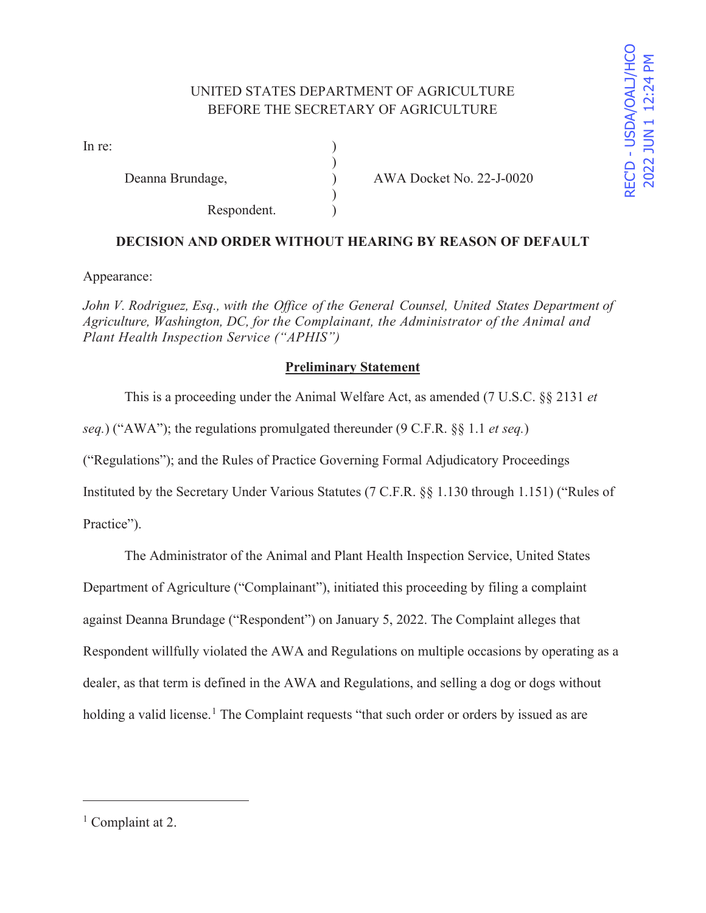REC'D - USDA/OALJ/HCO 2022 JUN 1 12:24 PM

UNITED STATES DEPARTMENT OF AGRICULTURE
BEFORE THE SECRETARY OF AGRICULTURE

| | | |
|---|---|---|
| In re: | ) | |
| | ) | |
| Deanna Brundage, | ) | AWA Docket No. 22-J-0020 |
| | ) | |
| Respondent. | ) | |

**DECISION AND ORDER WITHOUT HEARING BY REASON OF DEFAULT**

Appearance:

*John V. Rodriguez, Esq., with the Office of the General Counsel, United States Department of Agriculture, Washington, DC, for the Complainant, the Administrator of the Animal and Plant Health Inspection Service ("APHIS")*

**Preliminary Statement**

This is a proceeding under the Animal Welfare Act, as amended (7 U.S.C. §§ 2131 *et seq.*) ("AWA"); the regulations promulgated thereunder (9 C.F.R. §§ 1.1 *et seq.*) ("Regulations"); and the Rules of Practice Governing Formal Adjudicatory Proceedings Instituted by the Secretary Under Various Statutes (7 C.F.R. §§ 1.130 through 1.151) ("Rules of Practice").

The Administrator of the Animal and Plant Health Inspection Service, United States Department of Agriculture ("Complainant"), initiated this proceeding by filing a complaint against Deanna Brundage ("Respondent") on January 5, 2022. The Complaint alleges that Respondent willfully violated the AWA and Regulations on multiple occasions by operating as a dealer, as that term is defined in the AWA and Regulations, and selling a dog or dogs without holding a valid license.[1] The Complaint requests "that such order or orders by issued as are

[1] Complaint at 2.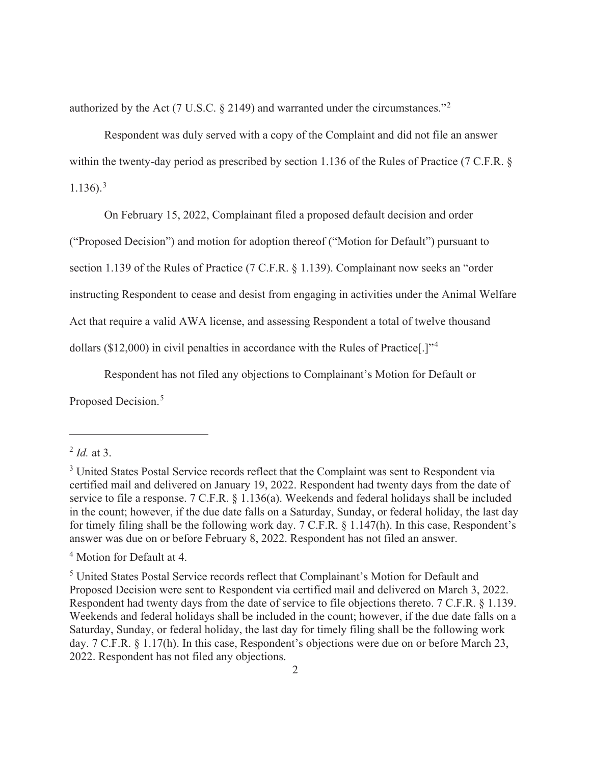authorized by the Act (7 U.S.C. § 2149) and warranted under the circumstances."[2]

Respondent was duly served with a copy of the Complaint and did not file an answer within the twenty-day period as prescribed by section 1.136 of the Rules of Practice (7 C.F.R. § 1.136).[3]

On February 15, 2022, Complainant filed a proposed default decision and order ("Proposed Decision") and motion for adoption thereof ("Motion for Default") pursuant to section 1.139 of the Rules of Practice (7 C.F.R. § 1.139). Complainant now seeks an "order instructing Respondent to cease and desist from engaging in activities under the Animal Welfare Act that require a valid AWA license, and assessing Respondent a total of twelve thousand dollars ($12,000) in civil penalties in accordance with the Rules of Practice[.]"[4]

Respondent has not filed any objections to Complainant's Motion for Default or Proposed Decision.[5]

---

[2] *Id.* at 3.

[3] United States Postal Service records reflect that the Complaint was sent to Respondent via certified mail and delivered on January 19, 2022. Respondent had twenty days from the date of service to file a response. 7 C.F.R. § 1.136(a). Weekends and federal holidays shall be included in the count; however, if the due date falls on a Saturday, Sunday, or federal holiday, the last day for timely filing shall be the following work day. 7 C.F.R. § 1.147(h). In this case, Respondent's answer was due on or before February 8, 2022. Respondent has not filed an answer.

[4] Motion for Default at 4.

[5] United States Postal Service records reflect that Complainant's Motion for Default and Proposed Decision were sent to Respondent via certified mail and delivered on March 3, 2022. Respondent had twenty days from the date of service to file objections thereto. 7 C.F.R. § 1.139. Weekends and federal holidays shall be included in the count; however, if the due date falls on a Saturday, Sunday, or federal holiday, the last day for timely filing shall be the following work day. 7 C.F.R. § 1.17(h). In this case, Respondent's objections were due on or before March 23, 2022. Respondent has not filed any objections.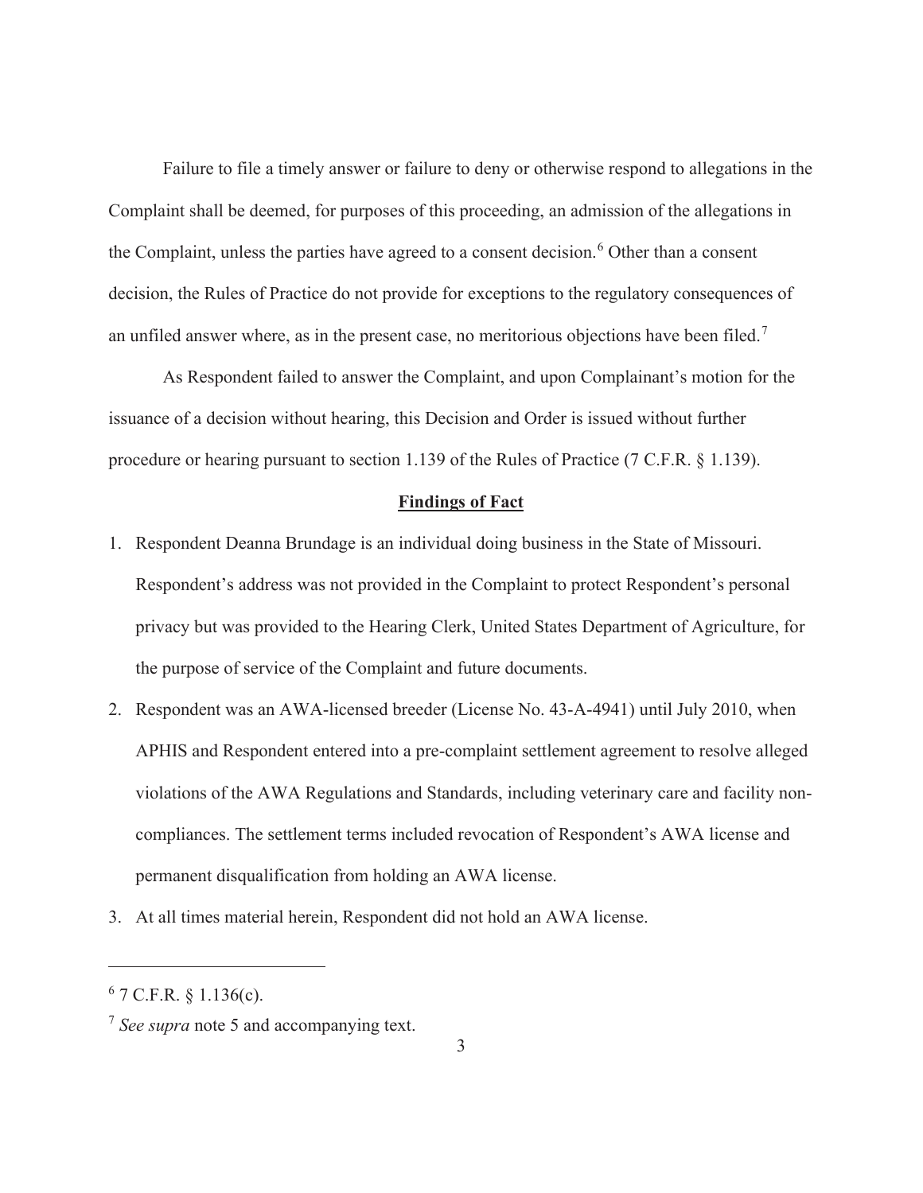Failure to file a timely answer or failure to deny or otherwise respond to allegations in the Complaint shall be deemed, for purposes of this proceeding, an admission of the allegations in the Complaint, unless the parties have agreed to a consent decision.[6] Other than a consent decision, the Rules of Practice do not provide for exceptions to the regulatory consequences of an unfiled answer where, as in the present case, no meritorious objections have been filed.[7]

As Respondent failed to answer the Complaint, and upon Complainant's motion for the issuance of a decision without hearing, this Decision and Order is issued without further procedure or hearing pursuant to section 1.139 of the Rules of Practice (7 C.F.R. § 1.139).

**Findings of Fact**

1. Respondent Deanna Brundage is an individual doing business in the State of Missouri. Respondent's address was not provided in the Complaint to protect Respondent's personal privacy but was provided to the Hearing Clerk, United States Department of Agriculture, for the purpose of service of the Complaint and future documents.
2. Respondent was an AWA-licensed breeder (License No. 43-A-4941) until July 2010, when APHIS and Respondent entered into a pre-complaint settlement agreement to resolve alleged violations of the AWA Regulations and Standards, including veterinary care and facility non-compliances. The settlement terms included revocation of Respondent's AWA license and permanent disqualification from holding an AWA license.
3. At all times material herein, Respondent did not hold an AWA license.

---

[6] 7 C.F.R. § 1.136(c).

[7] *See supra* note 5 and accompanying text.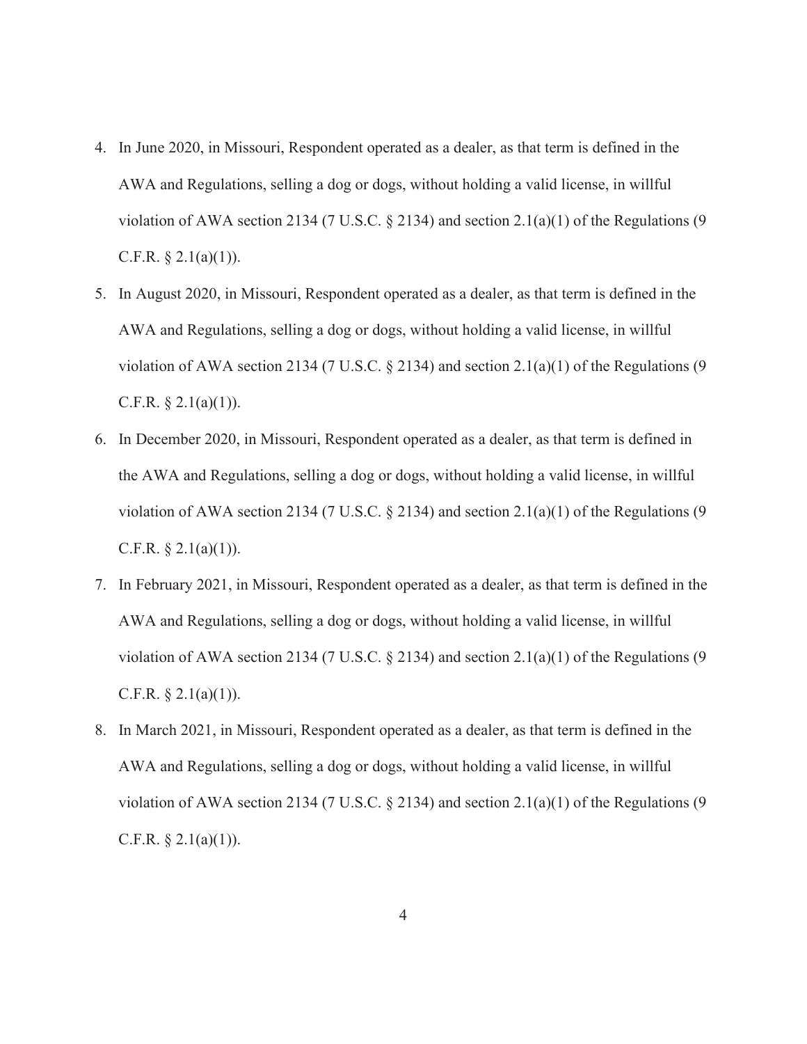4. In June 2020, in Missouri, Respondent operated as a dealer, as that term is defined in the AWA and Regulations, selling a dog or dogs, without holding a valid license, in willful violation of AWA section 2134 (7 U.S.C. § 2134) and section 2.1(a)(1) of the Regulations (9 C.F.R. § 2.1(a)(1)).
5. In August 2020, in Missouri, Respondent operated as a dealer, as that term is defined in the AWA and Regulations, selling a dog or dogs, without holding a valid license, in willful violation of AWA section 2134 (7 U.S.C. § 2134) and section 2.1(a)(1) of the Regulations (9 C.F.R. § 2.1(a)(1)).
6. In December 2020, in Missouri, Respondent operated as a dealer, as that term is defined in the AWA and Regulations, selling a dog or dogs, without holding a valid license, in willful violation of AWA section 2134 (7 U.S.C. § 2134) and section 2.1(a)(1) of the Regulations (9 C.F.R. § 2.1(a)(1)).
7. In February 2021, in Missouri, Respondent operated as a dealer, as that term is defined in the AWA and Regulations, selling a dog or dogs, without holding a valid license, in willful violation of AWA section 2134 (7 U.S.C. § 2134) and section 2.1(a)(1) of the Regulations (9 C.F.R. § 2.1(a)(1)).
8. In March 2021, in Missouri, Respondent operated as a dealer, as that term is defined in the AWA and Regulations, selling a dog or dogs, without holding a valid license, in willful violation of AWA section 2134 (7 U.S.C. § 2134) and section 2.1(a)(1) of the Regulations (9 C.F.R. § 2.1(a)(1)).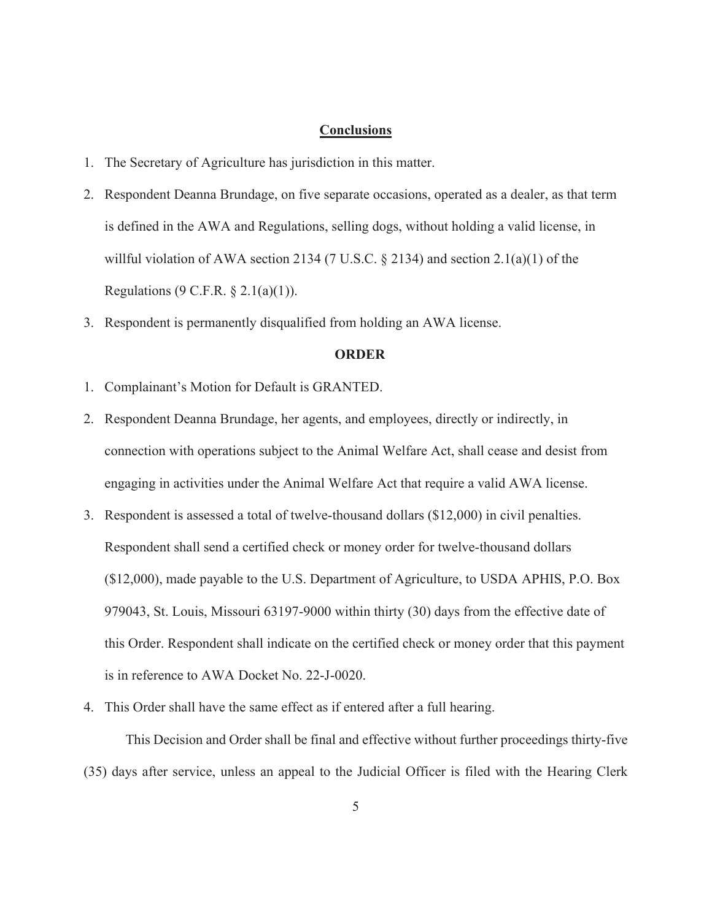## Conclusions

1. The Secretary of Agriculture has jurisdiction in this matter.
2. Respondent Deanna Brundage, on five separate occasions, operated as a dealer, as that term is defined in the AWA and Regulations, selling dogs, without holding a valid license, in willful violation of AWA section 2134 (7 U.S.C. § 2134) and section 2.1(a)(1) of the Regulations (9 C.F.R. § 2.1(a)(1)).
3. Respondent is permanently disqualified from holding an AWA license.

## ORDER

1. Complainant's Motion for Default is GRANTED.
2. Respondent Deanna Brundage, her agents, and employees, directly or indirectly, in connection with operations subject to the Animal Welfare Act, shall cease and desist from engaging in activities under the Animal Welfare Act that require a valid AWA license.
3. Respondent is assessed a total of twelve-thousand dollars ($12,000) in civil penalties. Respondent shall send a certified check or money order for twelve-thousand dollars ($12,000), made payable to the U.S. Department of Agriculture, to USDA APHIS, P.O. Box 979043, St. Louis, Missouri 63197-9000 within thirty (30) days from the effective date of this Order. Respondent shall indicate on the certified check or money order that this payment is in reference to AWA Docket No. 22-J-0020.
4. This Order shall have the same effect as if entered after a full hearing.

This Decision and Order shall be final and effective without further proceedings thirty-five (35) days after service, unless an appeal to the Judicial Officer is filed with the Hearing Clerk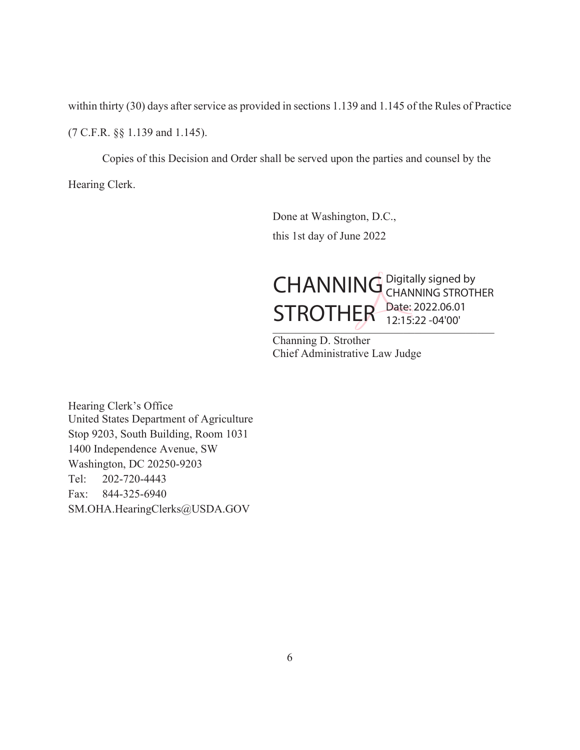within thirty (30) days after service as provided in sections 1.139 and 1.145 of the Rules of Practice (7 C.F.R. §§ 1.139 and 1.145).

Copies of this Decision and Order shall be served upon the parties and counsel by the Hearing Clerk.

Done at Washington, D.C.,
this 1st day of June 2022

CHANNING STROTHER
Digitally signed by CHANNING STROTHER
Date: 2022.06.01 12:15:22 -04'00'

Channing D. Strother
Chief Administrative Law Judge

Hearing Clerk's Office
United States Department of Agriculture
Stop 9203, South Building, Room 1031
1400 Independence Avenue, SW
Washington, DC 20250-9203
Tel: 202-720-4443
Fax: 844-325-6940
SM.OHA.HearingClerks@USDA.GOV